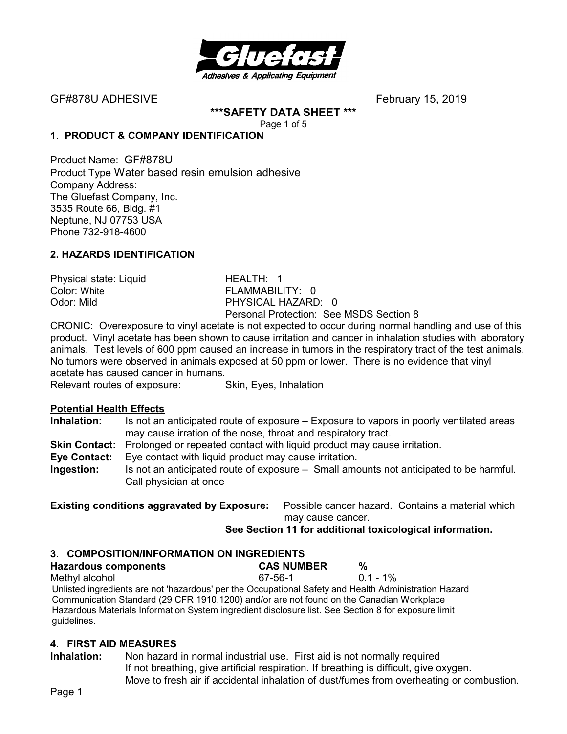GF#878U ADHESIVE February 15, 2019

**\*\*\*SAFETY DATA SHEET \*\*\***

## 1. PRODUCT & COMPANY IDENTIFICATION

Product Name: GF#878U
Product Type Water based resin emulsion adhesive
Company Address:
The Gluefast Company, Inc.
3535 Route 66, Bldg. #1
Neptune, NJ 07753 USA
Phone 732-918-4600

## 2. HAZARDS IDENTIFICATION

Physical state: Liquid
Color: White
Odor: Mild

HEALTH: 1
FLAMMABILITY: 0
PHYSICAL HAZARD: 0
Personal Protection: See MSDS Section 8

CRONIC: Overexposure to vinyl acetate is not expected to occur during normal handling and use of this product. Vinyl acetate has been shown to cause irritation and cancer in inhalation studies with laboratory animals. Test levels of 600 ppm caused an increase in tumors in the respiratory tract of the test animals. No tumors were observed in animals exposed at 50 ppm or lower. There is no evidence that vinyl acetate has caused cancer in humans.

Relevant routes of exposure: Skin, Eyes, Inhalation

**Potential Health Effects**

**Inhalation:** Is not an anticipated route of exposure – Exposure to vapors in poorly ventilated areas may cause irration of the nose, throat and respiratory tract.

**Skin Contact:** Prolonged or repeated contact with liquid product may cause irritation.

**Eye Contact:** Eye contact with liquid product may cause irritation.

**Ingestion:** Is not an anticipated route of exposure – Small amounts not anticipated to be harmful. Call physician at once

**Existing conditions aggravated by Exposure:** Possible cancer hazard. Contains a material which may cause cancer.

**See Section 11 for additional toxicological information.**

## 3. COMPOSITION/INFORMATION ON INGREDIENTS

| Hazardous components | CAS NUMBER | % |
|---|---|---|
| Methyl alcohol | 67-56-1 | 0.1 - 1% |

Unlisted ingredients are not 'hazardous' per the Occupational Safety and Health Administration Hazard Communication Standard (29 CFR 1910.1200) and/or are not found on the Canadian Workplace Hazardous Materials Information System ingredient disclosure list. See Section 8 for exposure limit guidelines.

## 4. FIRST AID MEASURES

**Inhalation:** Non hazard in normal industrial use. First aid is not normally required
If not breathing, give artificial respiration. If breathing is difficult, give oxygen.
Move to fresh air if accidental inhalation of dust/fumes from overheating or combustion.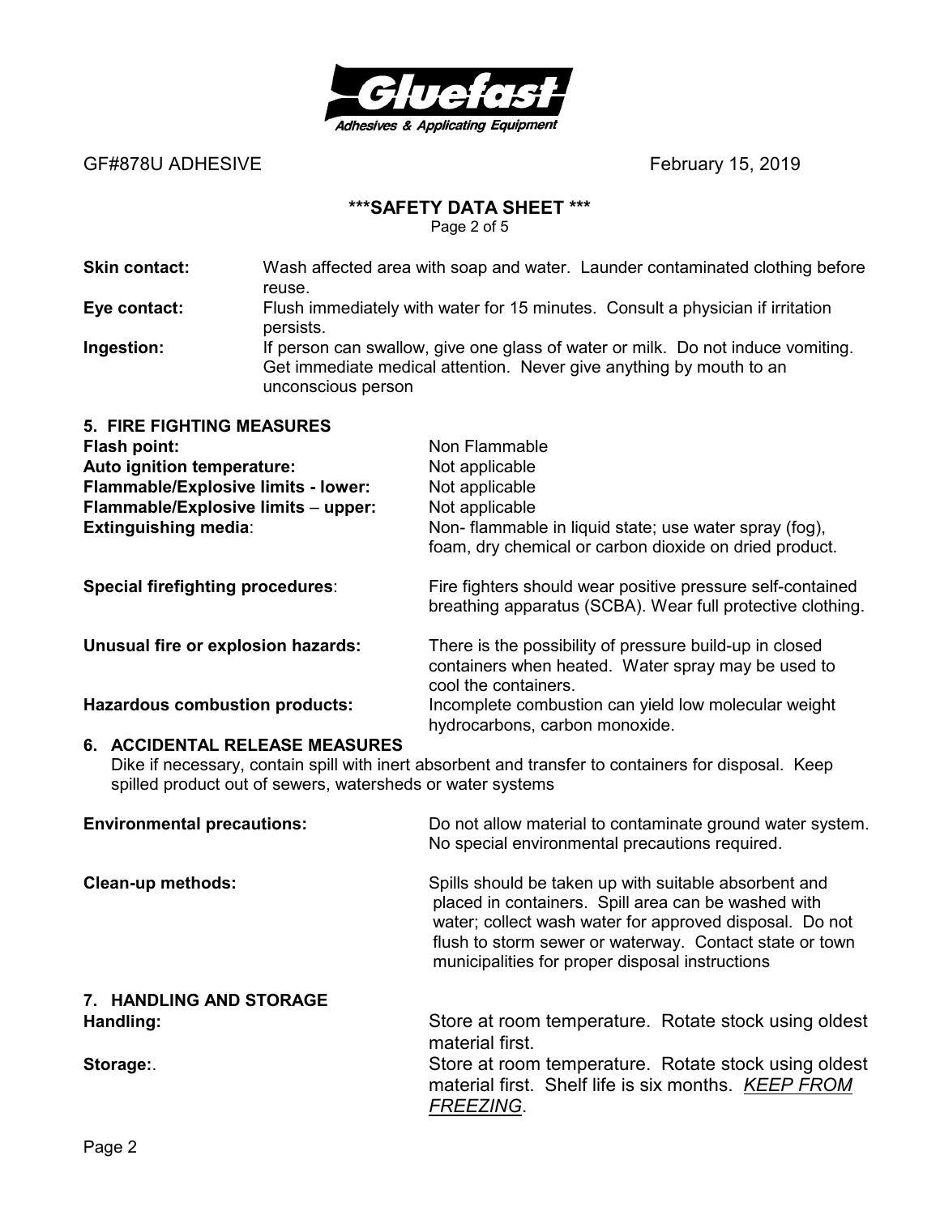GF#878U ADHESIVE February 15, 2019

**\*\*\*SAFETY DATA SHEET \*\*\***

**Skin contact:** Wash affected area with soap and water. Launder contaminated clothing before reuse.

**Eye contact:** Flush immediately with water for 15 minutes. Consult a physician if irritation persists.

**Ingestion:** If person can swallow, give one glass of water or milk. Do not induce vomiting. Get immediate medical attention. Never give anything by mouth to an unconscious person

## 5. FIRE FIGHTING MEASURES

**Flash point:** Non Flammable

**Auto ignition temperature:** Not applicable

**Flammable/Explosive limits - lower:** Not applicable

**Flammable/Explosive limits – upper:** Not applicable

**Extinguishing media**: Non- flammable in liquid state; use water spray (fog), foam, dry chemical or carbon dioxide on dried product.

**Special firefighting procedures**: Fire fighters should wear positive pressure self-contained breathing apparatus (SCBA). Wear full protective clothing.

**Unusual fire or explosion hazards:** There is the possibility of pressure build-up in closed containers when heated. Water spray may be used to cool the containers.

**Hazardous combustion products:** Incomplete combustion can yield low molecular weight hydrocarbons, carbon monoxide.

## 6. ACCIDENTAL RELEASE MEASURES

Dike if necessary, contain spill with inert absorbent and transfer to containers for disposal. Keep spilled product out of sewers, watersheds or water systems

**Environmental precautions:** Do not allow material to contaminate ground water system. No special environmental precautions required.

**Clean-up methods:** Spills should be taken up with suitable absorbent and placed in containers. Spill area can be washed with water; collect wash water for approved disposal. Do not flush to storm sewer or waterway. Contact state or town municipalities for proper disposal instructions

## 7. HANDLING AND STORAGE

**Handling:** Store at room temperature. Rotate stock using oldest material first.

**Storage:**. Store at room temperature. Rotate stock using oldest material first. Shelf life is six months. *KEEP FROM FREEZING*.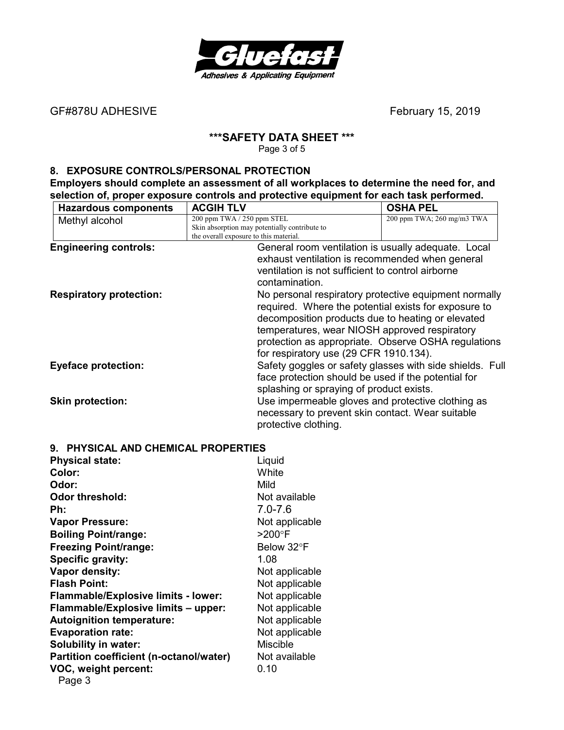GF#878U ADHESIVE February 15, 2019

**\*\*\*SAFETY DATA SHEET \*\*\***

## 8. EXPOSURE CONTROLS/PERSONAL PROTECTION

**Employers should complete an assessment of all workplaces to determine the need for, and selection of, proper exposure controls and protective equipment for each task performed.**

| Hazardous components | ACGIH TLV | OSHA PEL |
|---|---|---|
| Methyl alcohol | 200 ppm TWA / 250 ppm STEL<br>Skin absorption may potentially contribute to the overall exposure to this material. | 200 ppm TWA; 260 mg/m3 TWA |

**Engineering controls:** General room ventilation is usually adequate. Local exhaust ventilation is recommended when general ventilation is not sufficient to control airborne contamination.

**Respiratory protection:** No personal respiratory protective equipment normally required. Where the potential exists for exposure to decomposition products due to heating or elevated temperatures, wear NIOSH approved respiratory protection as appropriate. Observe OSHA regulations for respiratory use (29 CFR 1910.134).

**Eyeface protection:** Safety goggles or safety glasses with side shields. Full face protection should be used if the potential for splashing or spraying of product exists.

**Skin protection:** Use impermeable gloves and protective clothing as necessary to prevent skin contact. Wear suitable protective clothing.

## 9. PHYSICAL AND CHEMICAL PROPERTIES

| | |
|---|---|
| **Physical state:** | Liquid |
| **Color:** | White |
| **Odor:** | Mild |
| **Odor threshold:** | Not available |
| **Ph:** | 7.0-7.6 |
| **Vapor Pressure:** | Not applicable |
| **Boiling Point/range:** | >200°F |
| **Freezing Point/range:** | Below 32°F |
| **Specific gravity:** | 1.08 |
| **Vapor density:** | Not applicable |
| **Flash Point:** | Not applicable |
| **Flammable/Explosive limits - lower:** | Not applicable |
| **Flammable/Explosive limits – upper:** | Not applicable |
| **Autoignition temperature:** | Not applicable |
| **Evaporation rate:** | Not applicable |
| **Solubility in water:** | Miscible |
| **Partition coefficient (n-octanol/water)** | Not available |
| **VOC, weight percent:** | 0.10 |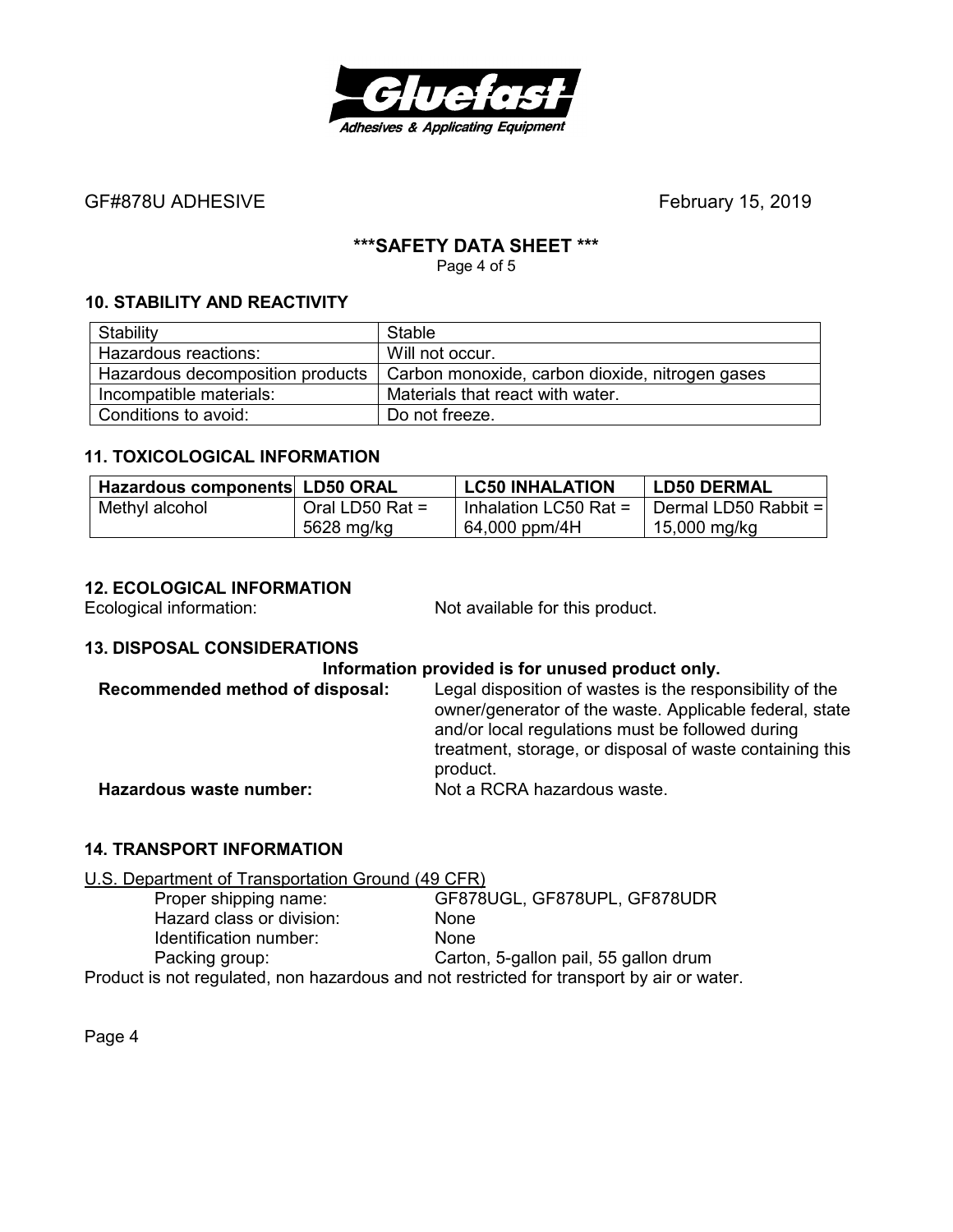GF#878U ADHESIVE February 15, 2019

**\*\*\*SAFETY DATA SHEET \*\*\***

### 10. STABILITY AND REACTIVITY

| Stability | Stable |
|---|---|
| Hazardous reactions: | Will not occur. |
| Hazardous decomposition products | Carbon monoxide, carbon dioxide, nitrogen gases |
| Incompatible materials: | Materials that react with water. |
| Conditions to avoid: | Do not freeze. |

### 11. TOXICOLOGICAL INFORMATION

| Hazardous components | LD50 ORAL | LC50 INHALATION | LD50 DERMAL |
|---|---|---|---|
| Methyl alcohol | Oral LD50 Rat = 5628 mg/kg | Inhalation LC50 Rat = 64,000 ppm/4H | Dermal LD50 Rabbit = 15,000 mg/kg |

### 12. ECOLOGICAL INFORMATION

Ecological information: Not available for this product.

### 13. DISPOSAL CONSIDERATIONS

**Information provided is for unused product only.**

**Recommended method of disposal:** Legal disposition of wastes is the responsibility of the owner/generator of the waste. Applicable federal, state and/or local regulations must be followed during treatment, storage, or disposal of waste containing this product.

**Hazardous waste number:** Not a RCRA hazardous waste.

### 14. TRANSPORT INFORMATION

U.S. Department of Transportation Ground (49 CFR)

- Proper shipping name: GF878UGL, GF878UPL, GF878UDR
- Hazard class or division: None
- Identification number: None
- Packing group: Carton, 5-gallon pail, 55 gallon drum

Product is not regulated, non hazardous and not restricted for transport by air or water.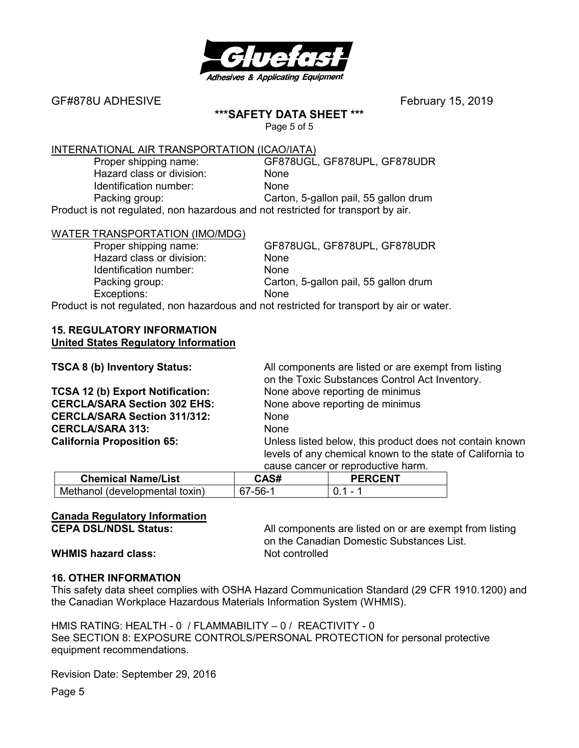INTERNATIONAL AIR TRANSPORTATION (ICAO/IATA)

| | |
|---|---|
| Proper shipping name: | GF878UGL, GF878UPL, GF878UDR |
| Hazard class or division: | None |
| Identification number: | None |
| Packing group: | Carton, 5-gallon pail, 55 gallon drum |

Product is not regulated, non hazardous and not restricted for transport by air.

WATER TRANSPORTATION (IMO/MDG)

| | |
|---|---|
| Proper shipping name: | GF878UGL, GF878UPL, GF878UDR |
| Hazard class or division: | None |
| Identification number: | None |
| Packing group: | Carton, 5-gallon pail, 55 gallon drum |
| Exceptions: | None |

Product is not regulated, non hazardous and not restricted for transport by air or water.

## 15. REGULATORY INFORMATION

### United States Regulatory Information

**TSCA 8 (b) Inventory Status:** All components are listed or are exempt from listing on the Toxic Substances Control Act Inventory.

**TCSA 12 (b) Export Notification:** None above reporting de minimus

**CERCLA/SARA Section 302 EHS:** None above reporting de minimus

**CERCLA/SARA Section 311/312:** None

**CERCLA/SARA 313:** None

**California Proposition 65:** Unless listed below, this product does not contain known levels of any chemical known to the state of California to cause cancer or reproductive harm.

| Chemical Name/List | CAS# | PERCENT |
|---|---|---|
| Methanol (developmental toxin) | 67-56-1 | 0.1 - 1 |

### Canada Regulatory Information

**CEPA DSL/NDSL Status:** All components are listed on or are exempt from listing on the Canadian Domestic Substances List.

**WHMIS hazard class:** Not controlled

## 16. OTHER INFORMATION

This safety data sheet complies with OSHA Hazard Communication Standard (29 CFR 1910.1200) and the Canadian Workplace Hazardous Materials Information System (WHMIS).

HMIS RATING: HEALTH - 0 / FLAMMABILITY – 0 / REACTIVITY - 0

See SECTION 8: EXPOSURE CONTROLS/PERSONAL PROTECTION for personal protective equipment recommendations.

Revision Date: September 29, 2016